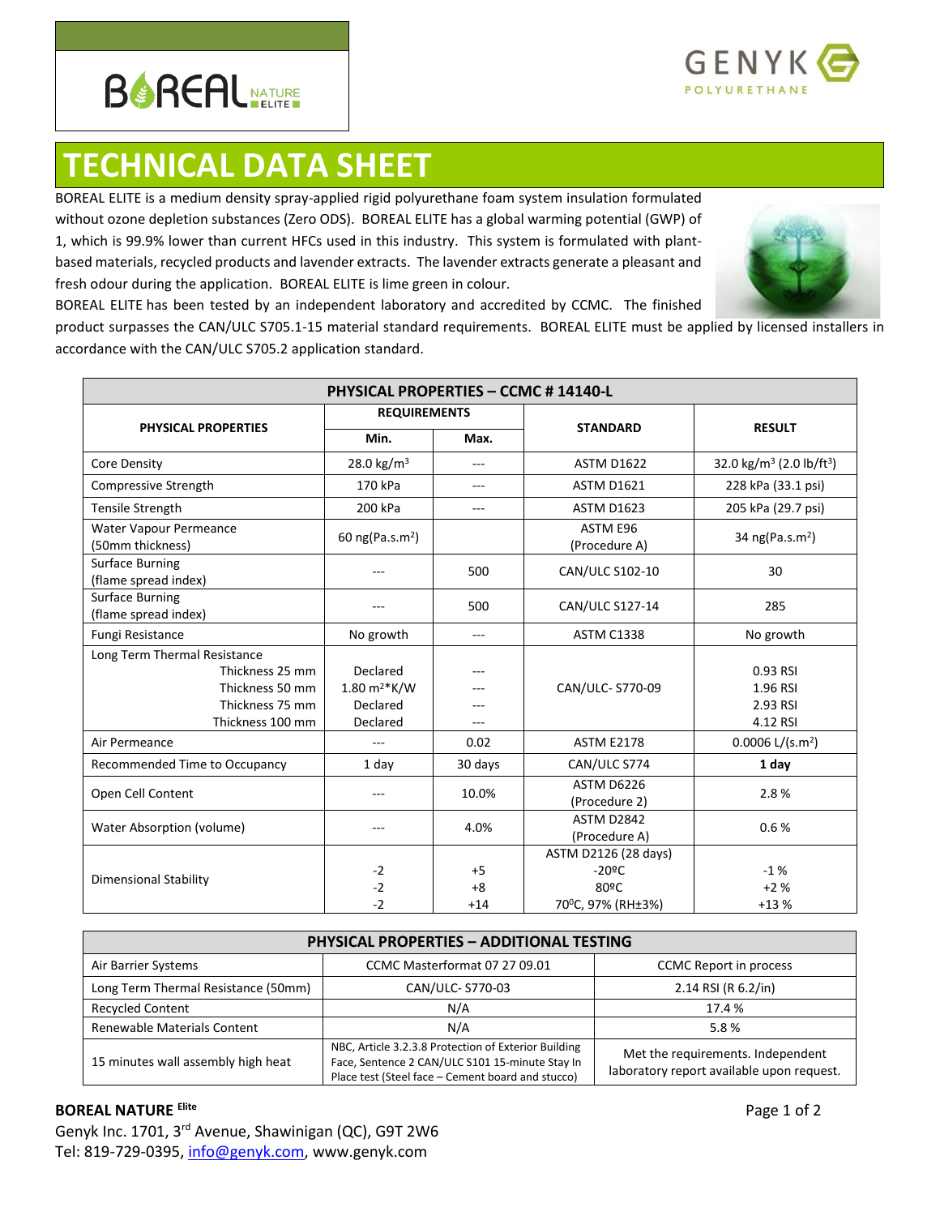BOREAL NATURE ELITE

GENYK POLYURETHANE

# TECHNICAL DATA SHEET

BOREAL ELITE is a medium density spray-applied rigid polyurethane foam system insulation formulated without ozone depletion substances (Zero ODS). BOREAL ELITE has a global warming potential (GWP) of 1, which is 99.9% lower than current HFCs used in this industry. This system is formulated with plant-based materials, recycled products and lavender extracts. The lavender extracts generate a pleasant and fresh odour during the application. BOREAL ELITE is lime green in colour.

BOREAL ELITE has been tested by an independent laboratory and accredited by CCMC. The finished product surpasses the CAN/ULC S705.1-15 material standard requirements. BOREAL ELITE must be applied by licensed installers in accordance with the CAN/ULC S705.2 application standard.

| PHYSICAL PROPERTIES – CCMC # 14140-L | | | | |
|---|---|---|---|---|
| **PHYSICAL PROPERTIES** | **REQUIREMENTS** | | **STANDARD** | **RESULT** |
| | **Min.** | **Max.** | | |
| Core Density | 28.0 kg/m³ | --- | ASTM D1622 | 32.0 kg/m³ (2.0 lb/ft³) |
| Compressive Strength | 170 kPa | --- | ASTM D1621 | 228 kPa (33.1 psi) |
| Tensile Strength | 200 kPa | --- | ASTM D1623 | 205 kPa (29.7 psi) |
| Water Vapour Permeance (50mm thickness) | 60 ng(Pa.s.m²) | | ASTM E96 (Procedure A) | 34 ng(Pa.s.m²) |
| Surface Burning (flame spread index) | --- | 500 | CAN/ULC S102-10 | 30 |
| Surface Burning (flame spread index) | --- | 500 | CAN/ULC S127-14 | 285 |
| Fungi Resistance | No growth | --- | ASTM C1338 | No growth |
| Long Term Thermal Resistance<br>Thickness 25 mm<br>Thickness 50 mm<br>Thickness 75 mm<br>Thickness 100 mm | <br>Declared<br>1.80 m²*K/W<br>Declared<br>Declared | <br>---<br>---<br>---<br>--- | CAN/ULC- S770-09 | <br>0.93 RSI<br>1.96 RSI<br>2.93 RSI<br>4.12 RSI |
| Air Permeance | --- | 0.02 | ASTM E2178 | 0.0006 L/(s.m²) |
| Recommended Time to Occupancy | 1 day | 30 days | CAN/ULC S774 | **1 day** |
| Open Cell Content | --- | 10.0% | ASTM D6226 (Procedure 2) | 2.8 % |
| Water Absorption (volume) | --- | 4.0% | ASTM D2842 (Procedure A) | 0.6 % |
| Dimensional Stability | <br>-2<br>-2<br>-2 | <br>+5<br>+8<br>+14 | ASTM D2126 (28 days)<br>-20ºC<br>80ºC<br>70⁰C, 97% (RH±3%) | <br>-1 %<br>+2 %<br>+13 % |

| PHYSICAL PROPERTIES – ADDITIONAL TESTING | | |
|---|---|---|
| Air Barrier Systems | CCMC Masterformat 07 27 09.01 | CCMC Report in process |
| Long Term Thermal Resistance (50mm) | CAN/ULC- S770-03 | 2.14 RSI (R 6.2/in) |
| Recycled Content | N/A | 17.4 % |
| Renewable Materials Content | N/A | 5.8 % |
| 15 minutes wall assembly high heat | NBC, Article 3.2.3.8 Protection of Exterior Building Face, Sentence 2 CAN/ULC S101 15-minute Stay In Place test (Steel face – Cement board and stucco) | Met the requirements. Independent laboratory report available upon request. |

**BOREAL NATURE Elite**

Genyk Inc. 1701, 3rd Avenue, Shawinigan (QC), G9T 2W6
Tel: 819-729-0395, info@genyk.com, www.genyk.com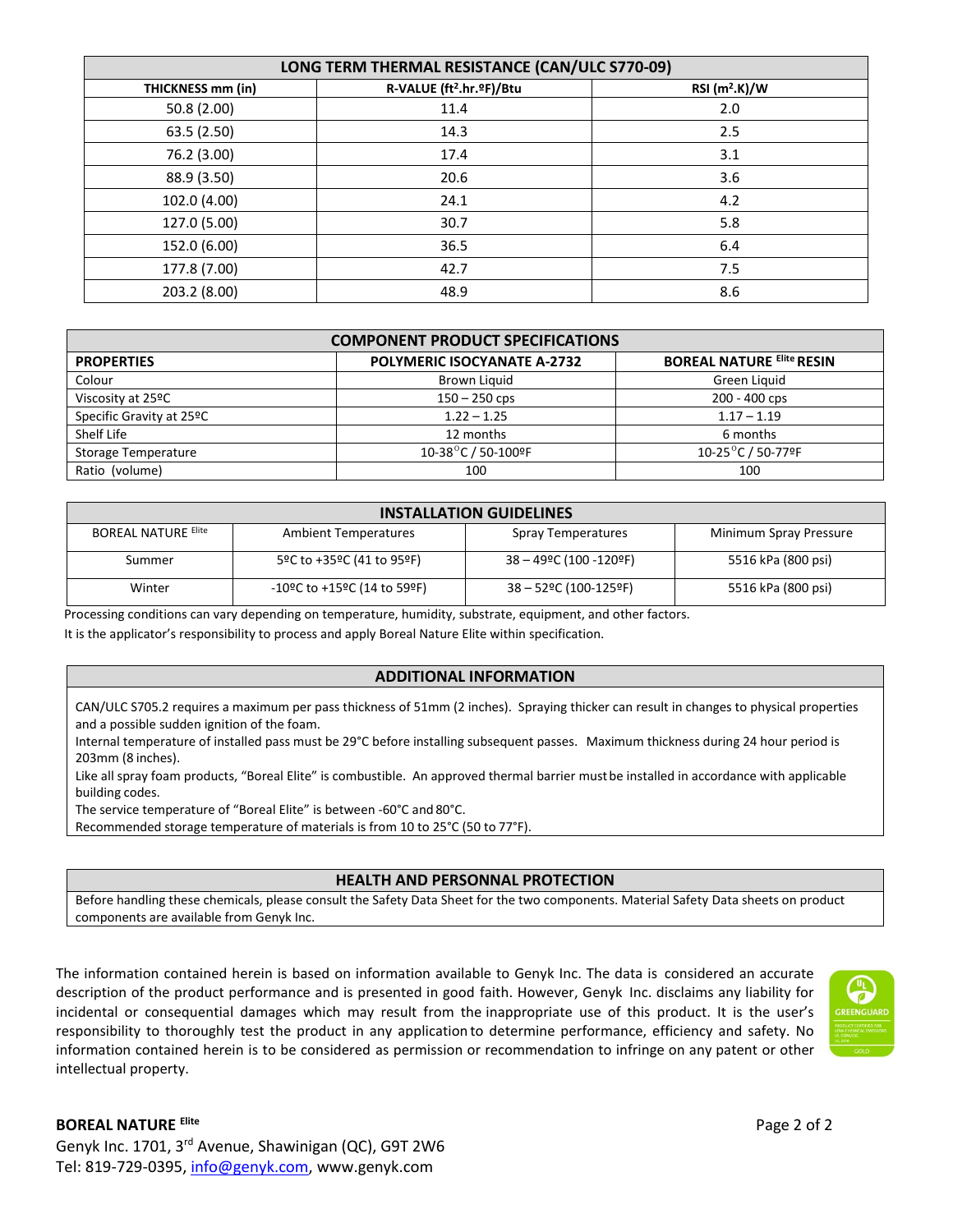| LONG TERM THERMAL RESISTANCE (CAN/ULC S770-09) | | |
|---|---|---|
| THICKNESS mm (in) | R-VALUE (ft².hr.ºF)/Btu | RSI (m².K)/W |
| 50.8 (2.00) | 11.4 | 2.0 |
| 63.5 (2.50) | 14.3 | 2.5 |
| 76.2 (3.00) | 17.4 | 3.1 |
| 88.9 (3.50) | 20.6 | 3.6 |
| 102.0 (4.00) | 24.1 | 4.2 |
| 127.0 (5.00) | 30.7 | 5.8 |
| 152.0 (6.00) | 36.5 | 6.4 |
| 177.8 (7.00) | 42.7 | 7.5 |
| 203.2 (8.00) | 48.9 | 8.6 |

| COMPONENT PRODUCT SPECIFICATIONS | | |
|---|---|---|
| **PROPERTIES** | **POLYMERIC ISOCYANATE A-2732** | **BOREAL NATURE Elite RESIN** |
| Colour | Brown Liquid | Green Liquid |
| Viscosity at 25ºC | 150 – 250 cps | 200 - 400 cps |
| Specific Gravity at 25ºC | 1.22 – 1.25 | 1.17 – 1.19 |
| Shelf Life | 12 months | 6 months |
| Storage Temperature | 10-38°C / 50-100ºF | 10-25°C / 50-77ºF |
| Ratio (volume) | 100 | 100 |

| INSTALLATION GUIDELINES | | | |
|---|---|---|---|
| BOREAL NATURE Elite | Ambient Temperatures | Spray Temperatures | Minimum Spray Pressure |
| Summer | 5ºC to +35ºC (41 to 95ºF) | 38 – 49ºC (100 -120ºF) | 5516 kPa (800 psi) |
| Winter | -10ºC to +15ºC (14 to 59ºF) | 38 – 52ºC (100-125ºF) | 5516 kPa (800 psi) |

Processing conditions can vary depending on temperature, humidity, substrate, equipment, and other factors.

It is the applicator's responsibility to process and apply Boreal Nature Elite within specification.

## ADDITIONAL INFORMATION

CAN/ULC S705.2 requires a maximum per pass thickness of 51mm (2 inches). Spraying thicker can result in changes to physical properties and a possible sudden ignition of the foam.

Internal temperature of installed pass must be 29°C before installing subsequent passes. Maximum thickness during 24 hour period is 203mm (8 inches).

Like all spray foam products, "Boreal Elite" is combustible. An approved thermal barrier must be installed in accordance with applicable building codes.

The service temperature of "Boreal Elite" is between -60°C and 80°C.

Recommended storage temperature of materials is from 10 to 25°C (50 to 77°F).

## HEALTH AND PERSONNAL PROTECTION

Before handling these chemicals, please consult the Safety Data Sheet for the two components. Material Safety Data sheets on product components are available from Genyk Inc.

The information contained herein is based on information available to Genyk Inc. The data is considered an accurate description of the product performance and is presented in good faith. However, Genyk Inc. disclaims any liability for incidental or consequential damages which may result from the inappropriate use of this product. It is the user's responsibility to thoroughly test the product in any application to determine performance, efficiency and safety. No information contained herein is to be considered as permission or recommendation to infringe on any patent or other intellectual property.

**BOREAL NATURE Elite**

Genyk Inc. 1701, 3rd Avenue, Shawinigan (QC), G9T 2W6

Tel: 819-729-0395, info@genyk.com, www.genyk.com